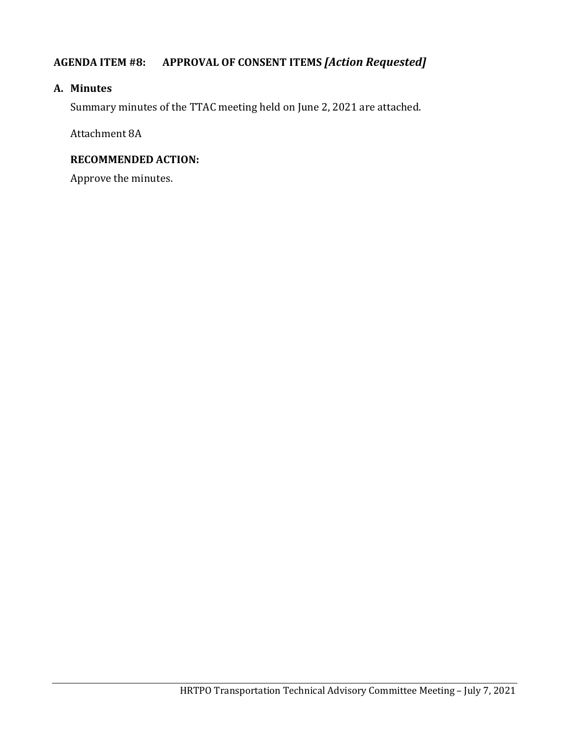## AGENDA ITEM #8: APPROVAL OF CONSENT ITEMS *[Action Requested]*

### A. Minutes

Summary minutes of the TTAC meeting held on June 2, 2021 are attached.

Attachment 8A

**RECOMMENDED ACTION:**

Approve the minutes.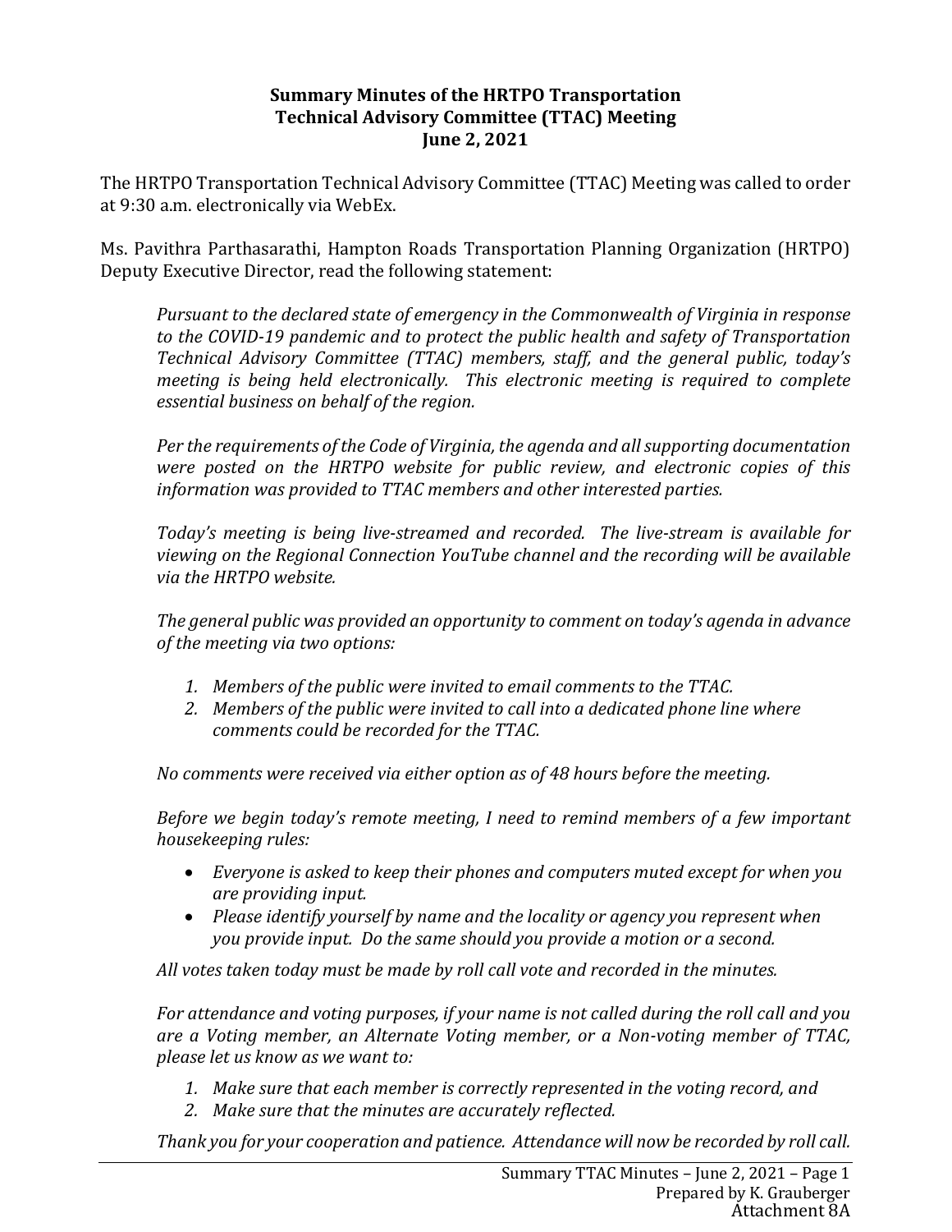**Summary Minutes of the HRTPO Transportation Technical Advisory Committee (TTAC) Meeting June 2, 2021**

The HRTPO Transportation Technical Advisory Committee (TTAC) Meeting was called to order at 9:30 a.m. electronically via WebEx.

Ms. Pavithra Parthasarathi, Hampton Roads Transportation Planning Organization (HRTPO) Deputy Executive Director, read the following statement:

> *Pursuant to the declared state of emergency in the Commonwealth of Virginia in response to the COVID-19 pandemic and to protect the public health and safety of Transportation Technical Advisory Committee (TTAC) members, staff, and the general public, today's meeting is being held electronically. This electronic meeting is required to complete essential business on behalf of the region.*
>
> *Per the requirements of the Code of Virginia, the agenda and all supporting documentation were posted on the HRTPO website for public review, and electronic copies of this information was provided to TTAC members and other interested parties.*
>
> *Today's meeting is being live-streamed and recorded. The live-stream is available for viewing on the Regional Connection YouTube channel and the recording will be available via the HRTPO website.*
>
> *The general public was provided an opportunity to comment on today's agenda in advance of the meeting via two options:*
>
> 1. *Members of the public were invited to email comments to the TTAC.*
> 2. *Members of the public were invited to call into a dedicated phone line where comments could be recorded for the TTAC.*
>
> *No comments were received via either option as of 48 hours before the meeting.*
>
> *Before we begin today's remote meeting, I need to remind members of a few important housekeeping rules:*
>
> - *Everyone is asked to keep their phones and computers muted except for when you are providing input.*
> - *Please identify yourself by name and the locality or agency you represent when you provide input. Do the same should you provide a motion or a second.*
>
> *All votes taken today must be made by roll call vote and recorded in the minutes.*
>
> *For attendance and voting purposes, if your name is not called during the roll call and you are a Voting member, an Alternate Voting member, or a Non-voting member of TTAC, please let us know as we want to:*
>
> 1. *Make sure that each member is correctly represented in the voting record, and*
> 2. *Make sure that the minutes are accurately reflected.*
>
> *Thank you for your cooperation and patience. Attendance will now be recorded by roll call.*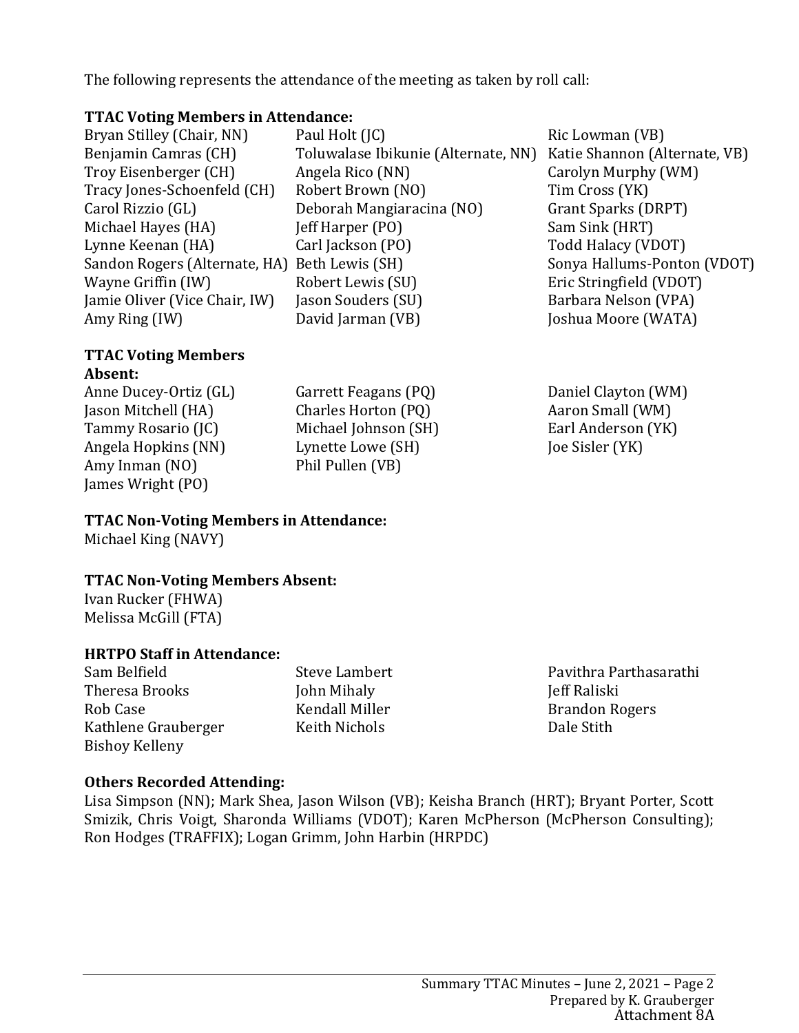The following represents the attendance of the meeting as taken by roll call:

**TTAC Voting Members in Attendance:**

Bryan Stilley (Chair, NN)
Benjamin Camras (CH)
Troy Eisenberger (CH)
Tracy Jones-Schoenfeld (CH)
Carol Rizzio (GL)
Michael Hayes (HA)
Lynne Keenan (HA)
Sandon Rogers (Alternate, HA)
Wayne Griffin (IW)
Jamie Oliver (Vice Chair, IW)
Amy Ring (IW)
Paul Holt (JC)
Toluwalase Ibikunie (Alternate, NN)
Angela Rico (NN)
Robert Brown (NO)
Deborah Mangiaracina (NO)
Jeff Harper (PO)
Carl Jackson (PO)
Beth Lewis (SH)
Robert Lewis (SU)
Jason Souders (SU)
David Jarman (VB)
Ric Lowman (VB)
Katie Shannon (Alternate, VB)
Carolyn Murphy (WM)
Tim Cross (YK)
Grant Sparks (DRPT)
Sam Sink (HRT)
Todd Halacy (VDOT)
Sonya Hallums-Ponton (VDOT)
Eric Stringfield (VDOT)
Barbara Nelson (VPA)
Joshua Moore (WATA)

**TTAC Voting Members Absent:**

Anne Ducey-Ortiz (GL)
Jason Mitchell (HA)
Tammy Rosario (JC)
Angela Hopkins (NN)
Amy Inman (NO)
James Wright (PO)
Garrett Feagans (PQ)
Charles Horton (PQ)
Michael Johnson (SH)
Lynette Lowe (SH)
Phil Pullen (VB)
Daniel Clayton (WM)
Aaron Small (WM)
Earl Anderson (YK)
Joe Sisler (YK)

**TTAC Non-Voting Members in Attendance:**

Michael King (NAVY)

**TTAC Non-Voting Members Absent:**

Ivan Rucker (FHWA)
Melissa McGill (FTA)

**HRTPO Staff in Attendance:**

Sam Belfield
Theresa Brooks
Rob Case
Kathlene Grauberger
Bishoy Kelleny
Steve Lambert
John Mihaly
Kendall Miller
Keith Nichols
Pavithra Parthasarathi
Jeff Raliski
Brandon Rogers
Dale Stith

**Others Recorded Attending:**

Lisa Simpson (NN); Mark Shea, Jason Wilson (VB); Keisha Branch (HRT); Bryant Porter, Scott Smizik, Chris Voigt, Sharonda Williams (VDOT); Karen McPherson (McPherson Consulting); Ron Hodges (TRAFFIX); Logan Grimm, John Harbin (HRPDC)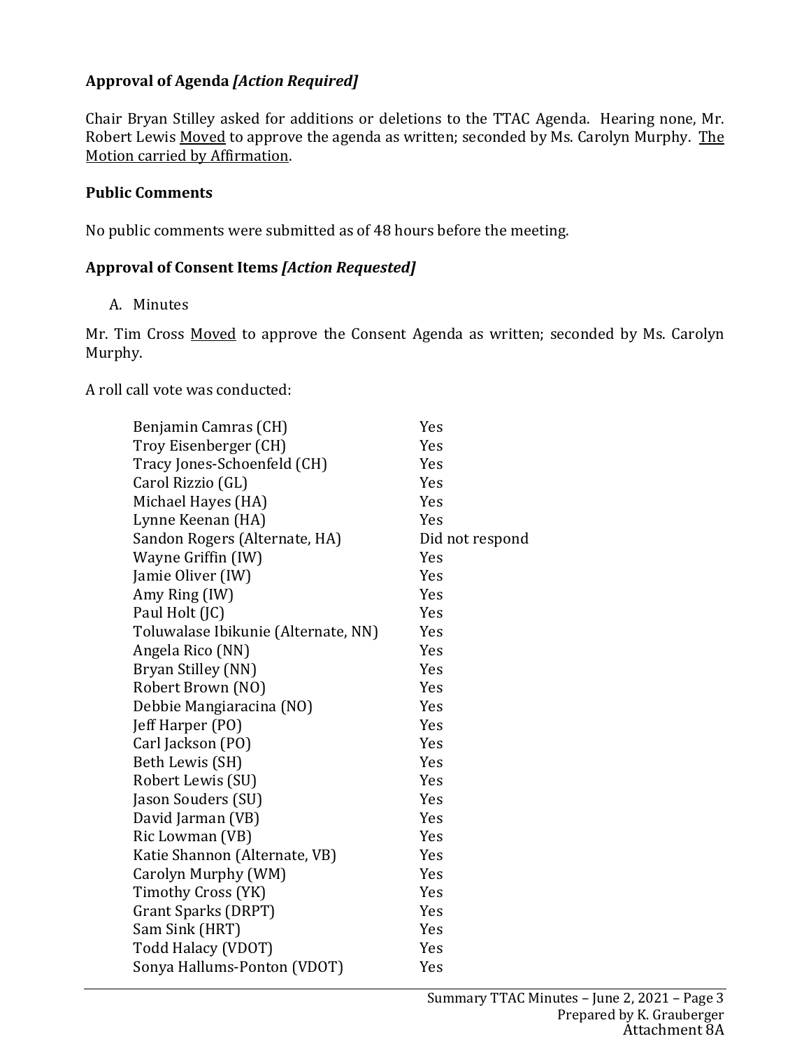**Approval of Agenda *[Action Required]***

Chair Bryan Stilley asked for additions or deletions to the TTAC Agenda. Hearing none, Mr. Robert Lewis Moved to approve the agenda as written; seconded by Ms. Carolyn Murphy. The Motion carried by Affirmation.

**Public Comments**

No public comments were submitted as of 48 hours before the meeting.

**Approval of Consent Items *[Action Requested]***

A. Minutes

Mr. Tim Cross Moved to approve the Consent Agenda as written; seconded by Ms. Carolyn Murphy.

A roll call vote was conducted:

| | |
|---|---|
| Benjamin Camras (CH) | Yes |
| Troy Eisenberger (CH) | Yes |
| Tracy Jones-Schoenfeld (CH) | Yes |
| Carol Rizzio (GL) | Yes |
| Michael Hayes (HA) | Yes |
| Lynne Keenan (HA) | Yes |
| Sandon Rogers (Alternate, HA) | Did not respond |
| Wayne Griffin (IW) | Yes |
| Jamie Oliver (IW) | Yes |
| Amy Ring (IW) | Yes |
| Paul Holt (JC) | Yes |
| Toluwalase Ibikunie (Alternate, NN) | Yes |
| Angela Rico (NN) | Yes |
| Bryan Stilley (NN) | Yes |
| Robert Brown (NO) | Yes |
| Debbie Mangiaracina (NO) | Yes |
| Jeff Harper (PO) | Yes |
| Carl Jackson (PO) | Yes |
| Beth Lewis (SH) | Yes |
| Robert Lewis (SU) | Yes |
| Jason Souders (SU) | Yes |
| David Jarman (VB) | Yes |
| Ric Lowman (VB) | Yes |
| Katie Shannon (Alternate, VB) | Yes |
| Carolyn Murphy (WM) | Yes |
| Timothy Cross (YK) | Yes |
| Grant Sparks (DRPT) | Yes |
| Sam Sink (HRT) | Yes |
| Todd Halacy (VDOT) | Yes |
| Sonya Hallums-Ponton (VDOT) | Yes |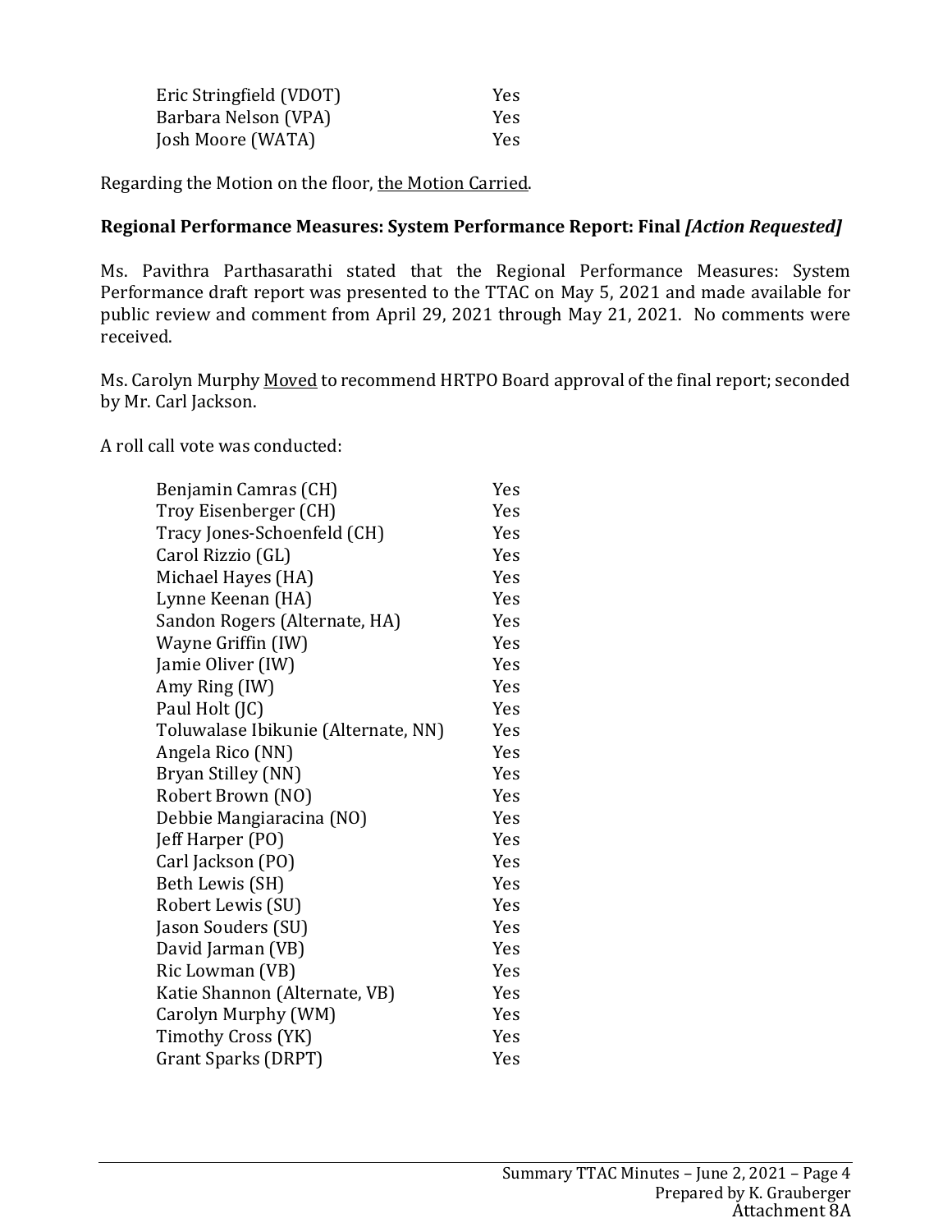| | |
|---|---|
| Eric Stringfield (VDOT) | Yes |
| Barbara Nelson (VPA) | Yes |
| Josh Moore (WATA) | Yes |

Regarding the Motion on the floor, the Motion Carried.

**Regional Performance Measures: System Performance Report: Final *[Action Requested]***

Ms. Pavithra Parthasarathi stated that the Regional Performance Measures: System Performance draft report was presented to the TTAC on May 5, 2021 and made available for public review and comment from April 29, 2021 through May 21, 2021. No comments were received.

Ms. Carolyn Murphy Moved to recommend HRTPO Board approval of the final report; seconded by Mr. Carl Jackson.

A roll call vote was conducted:

| | |
|---|---|
| Benjamin Camras (CH) | Yes |
| Troy Eisenberger (CH) | Yes |
| Tracy Jones-Schoenfeld (CH) | Yes |
| Carol Rizzio (GL) | Yes |
| Michael Hayes (HA) | Yes |
| Lynne Keenan (HA) | Yes |
| Sandon Rogers (Alternate, HA) | Yes |
| Wayne Griffin (IW) | Yes |
| Jamie Oliver (IW) | Yes |
| Amy Ring (IW) | Yes |
| Paul Holt (JC) | Yes |
| Toluwalase Ibikunie (Alternate, NN) | Yes |
| Angela Rico (NN) | Yes |
| Bryan Stilley (NN) | Yes |
| Robert Brown (NO) | Yes |
| Debbie Mangiaracina (NO) | Yes |
| Jeff Harper (PO) | Yes |
| Carl Jackson (PO) | Yes |
| Beth Lewis (SH) | Yes |
| Robert Lewis (SU) | Yes |
| Jason Souders (SU) | Yes |
| David Jarman (VB) | Yes |
| Ric Lowman (VB) | Yes |
| Katie Shannon (Alternate, VB) | Yes |
| Carolyn Murphy (WM) | Yes |
| Timothy Cross (YK) | Yes |
| Grant Sparks (DRPT) | Yes |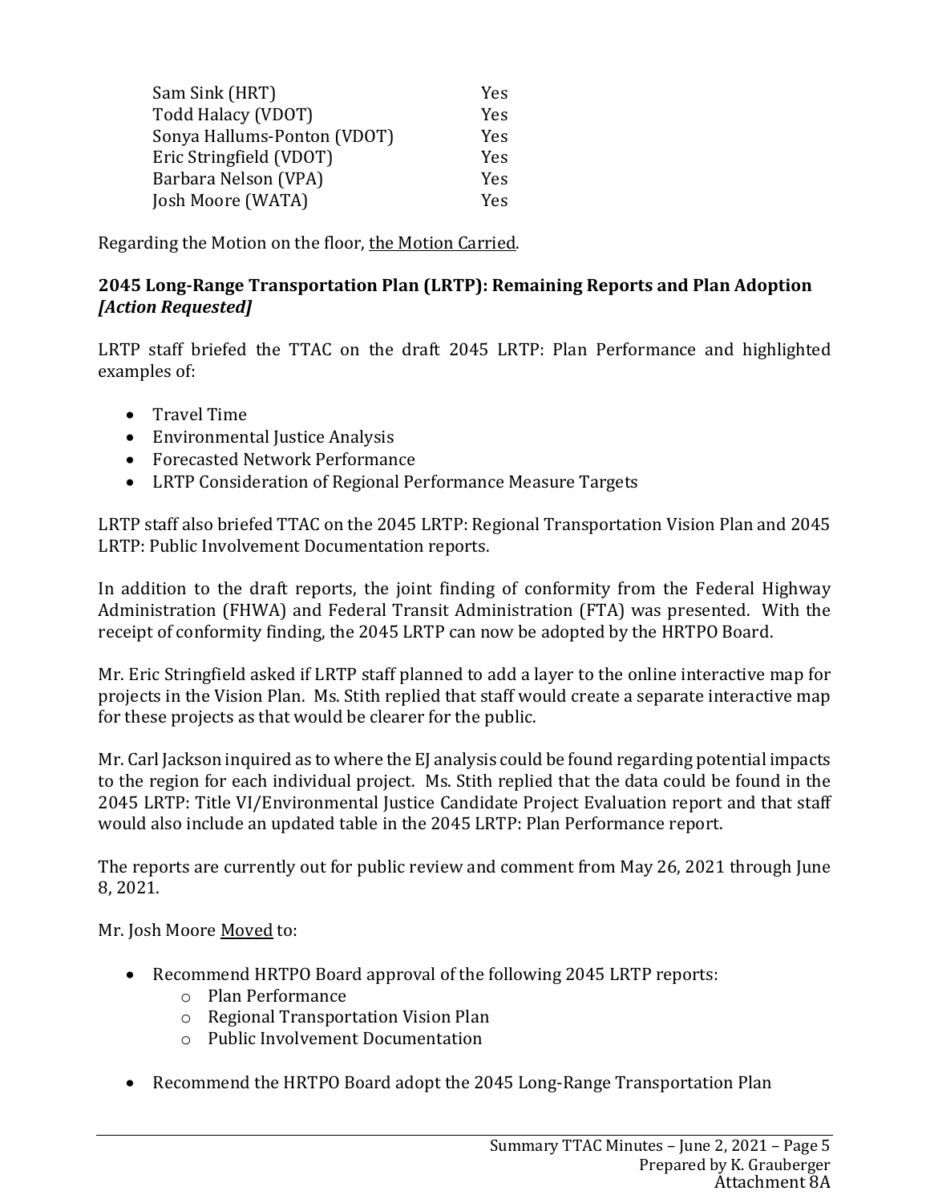| | |
|---|---|
| Sam Sink (HRT) | Yes |
| Todd Halacy (VDOT) | Yes |
| Sonya Hallums-Ponton (VDOT) | Yes |
| Eric Stringfield (VDOT) | Yes |
| Barbara Nelson (VPA) | Yes |
| Josh Moore (WATA) | Yes |

Regarding the Motion on the floor, the Motion Carried.

### 2045 Long-Range Transportation Plan (LRTP): Remaining Reports and Plan Adoption *[Action Requested]*

LRTP staff briefed the TTAC on the draft 2045 LRTP: Plan Performance and highlighted examples of:

- Travel Time
- Environmental Justice Analysis
- Forecasted Network Performance
- LRTP Consideration of Regional Performance Measure Targets

LRTP staff also briefed TTAC on the 2045 LRTP: Regional Transportation Vision Plan and 2045 LRTP: Public Involvement Documentation reports.

In addition to the draft reports, the joint finding of conformity from the Federal Highway Administration (FHWA) and Federal Transit Administration (FTA) was presented. With the receipt of conformity finding, the 2045 LRTP can now be adopted by the HRTPO Board.

Mr. Eric Stringfield asked if LRTP staff planned to add a layer to the online interactive map for projects in the Vision Plan. Ms. Stith replied that staff would create a separate interactive map for these projects as that would be clearer for the public.

Mr. Carl Jackson inquired as to where the EJ analysis could be found regarding potential impacts to the region for each individual project. Ms. Stith replied that the data could be found in the 2045 LRTP: Title VI/Environmental Justice Candidate Project Evaluation report and that staff would also include an updated table in the 2045 LRTP: Plan Performance report.

The reports are currently out for public review and comment from May 26, 2021 through June 8, 2021.

Mr. Josh Moore Moved to:

- Recommend HRTPO Board approval of the following 2045 LRTP reports:
  - Plan Performance
  - Regional Transportation Vision Plan
  - Public Involvement Documentation
- Recommend the HRTPO Board adopt the 2045 Long-Range Transportation Plan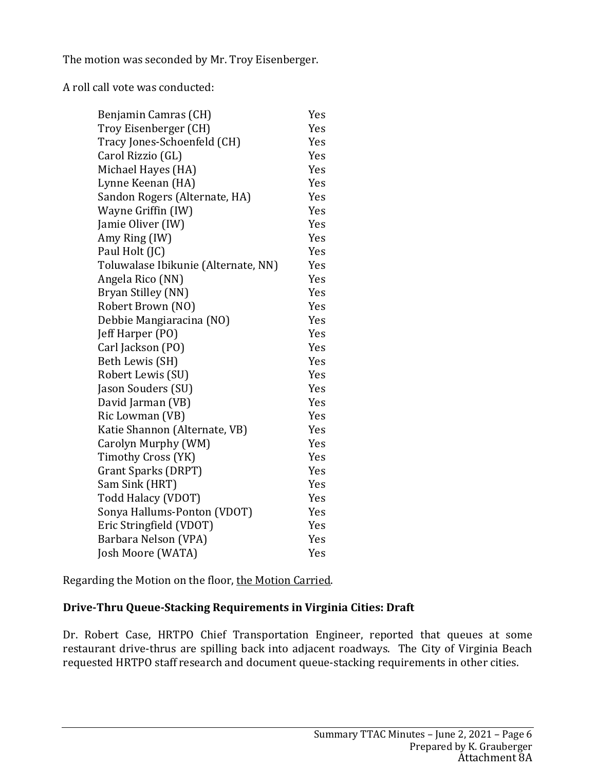The motion was seconded by Mr. Troy Eisenberger.

A roll call vote was conducted:

| | |
|---|---|
| Benjamin Camras (CH) | Yes |
| Troy Eisenberger (CH) | Yes |
| Tracy Jones-Schoenfeld (CH) | Yes |
| Carol Rizzio (GL) | Yes |
| Michael Hayes (HA) | Yes |
| Lynne Keenan (HA) | Yes |
| Sandon Rogers (Alternate, HA) | Yes |
| Wayne Griffin (IW) | Yes |
| Jamie Oliver (IW) | Yes |
| Amy Ring (IW) | Yes |
| Paul Holt (JC) | Yes |
| Toluwalase Ibikunie (Alternate, NN) | Yes |
| Angela Rico (NN) | Yes |
| Bryan Stilley (NN) | Yes |
| Robert Brown (NO) | Yes |
| Debbie Mangiaracina (NO) | Yes |
| Jeff Harper (PO) | Yes |
| Carl Jackson (PO) | Yes |
| Beth Lewis (SH) | Yes |
| Robert Lewis (SU) | Yes |
| Jason Souders (SU) | Yes |
| David Jarman (VB) | Yes |
| Ric Lowman (VB) | Yes |
| Katie Shannon (Alternate, VB) | Yes |
| Carolyn Murphy (WM) | Yes |
| Timothy Cross (YK) | Yes |
| Grant Sparks (DRPT) | Yes |
| Sam Sink (HRT) | Yes |
| Todd Halacy (VDOT) | Yes |
| Sonya Hallums-Ponton (VDOT) | Yes |
| Eric Stringfield (VDOT) | Yes |
| Barbara Nelson (VPA) | Yes |
| Josh Moore (WATA) | Yes |

Regarding the Motion on the floor, the Motion Carried.

**Drive-Thru Queue-Stacking Requirements in Virginia Cities: Draft**

Dr. Robert Case, HRTPO Chief Transportation Engineer, reported that queues at some restaurant drive-thrus are spilling back into adjacent roadways. The City of Virginia Beach requested HRTPO staff research and document queue-stacking requirements in other cities.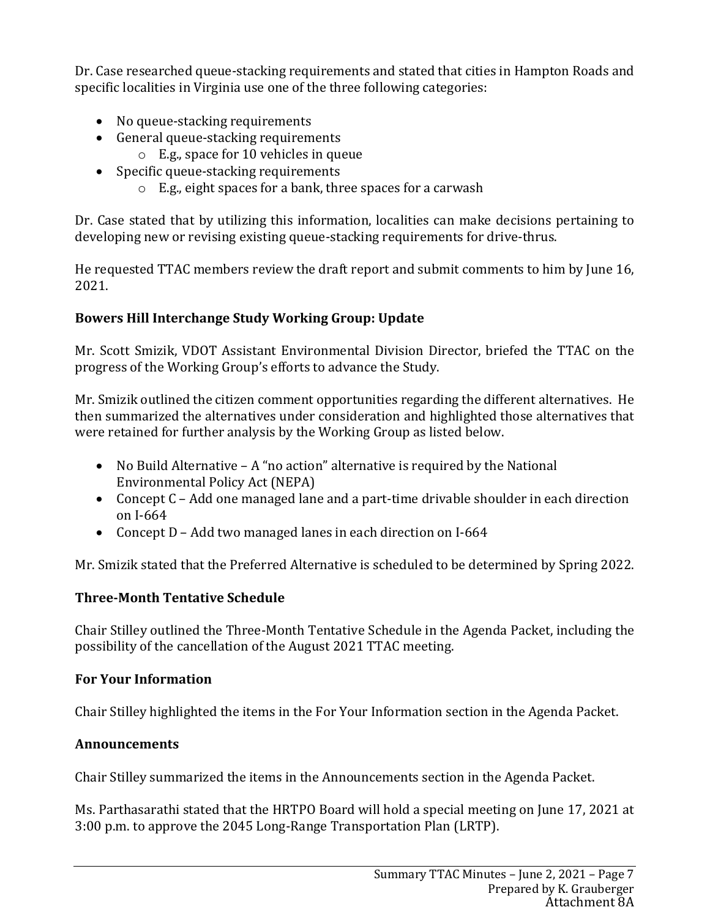Dr. Case researched queue-stacking requirements and stated that cities in Hampton Roads and specific localities in Virginia use one of the three following categories:

- No queue-stacking requirements
- General queue-stacking requirements
    - E.g., space for 10 vehicles in queue
- Specific queue-stacking requirements
    - E.g., eight spaces for a bank, three spaces for a carwash

Dr. Case stated that by utilizing this information, localities can make decisions pertaining to developing new or revising existing queue-stacking requirements for drive-thrus.

He requested TTAC members review the draft report and submit comments to him by June 16, 2021.

**Bowers Hill Interchange Study Working Group: Update**

Mr. Scott Smizik, VDOT Assistant Environmental Division Director, briefed the TTAC on the progress of the Working Group's efforts to advance the Study.

Mr. Smizik outlined the citizen comment opportunities regarding the different alternatives. He then summarized the alternatives under consideration and highlighted those alternatives that were retained for further analysis by the Working Group as listed below.

- No Build Alternative – A "no action" alternative is required by the National Environmental Policy Act (NEPA)
- Concept C – Add one managed lane and a part-time drivable shoulder in each direction on I-664
- Concept D – Add two managed lanes in each direction on I-664

Mr. Smizik stated that the Preferred Alternative is scheduled to be determined by Spring 2022.

**Three-Month Tentative Schedule**

Chair Stilley outlined the Three-Month Tentative Schedule in the Agenda Packet, including the possibility of the cancellation of the August 2021 TTAC meeting.

**For Your Information**

Chair Stilley highlighted the items in the For Your Information section in the Agenda Packet.

**Announcements**

Chair Stilley summarized the items in the Announcements section in the Agenda Packet.

Ms. Parthasarathi stated that the HRTPO Board will hold a special meeting on June 17, 2021 at 3:00 p.m. to approve the 2045 Long-Range Transportation Plan (LRTP).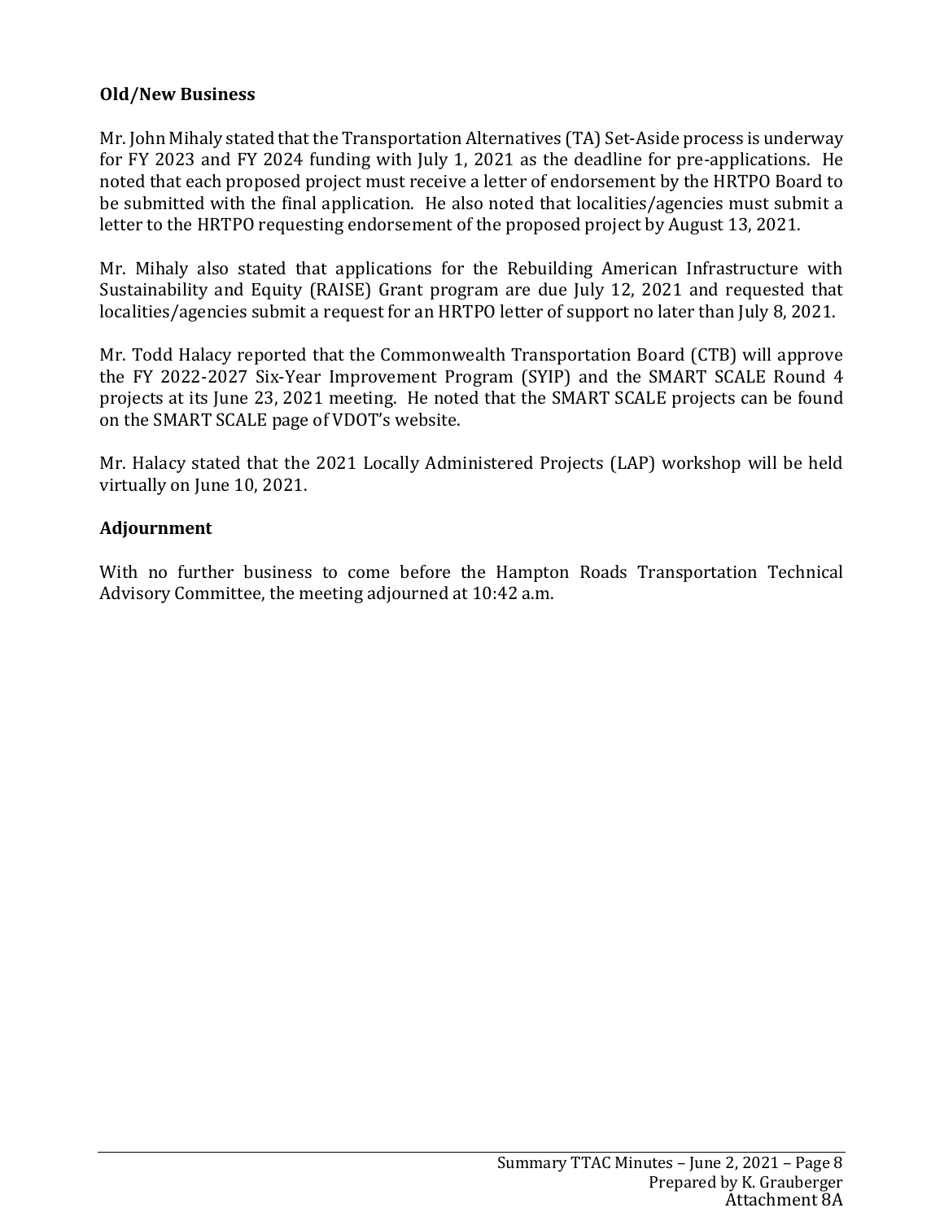**Old/New Business**

Mr. John Mihaly stated that the Transportation Alternatives (TA) Set-Aside process is underway for FY 2023 and FY 2024 funding with July 1, 2021 as the deadline for pre-applications. He noted that each proposed project must receive a letter of endorsement by the HRTPO Board to be submitted with the final application. He also noted that localities/agencies must submit a letter to the HRTPO requesting endorsement of the proposed project by August 13, 2021.

Mr. Mihaly also stated that applications for the Rebuilding American Infrastructure with Sustainability and Equity (RAISE) Grant program are due July 12, 2021 and requested that localities/agencies submit a request for an HRTPO letter of support no later than July 8, 2021.

Mr. Todd Halacy reported that the Commonwealth Transportation Board (CTB) will approve the FY 2022-2027 Six-Year Improvement Program (SYIP) and the SMART SCALE Round 4 projects at its June 23, 2021 meeting. He noted that the SMART SCALE projects can be found on the SMART SCALE page of VDOT's website.

Mr. Halacy stated that the 2021 Locally Administered Projects (LAP) workshop will be held virtually on June 10, 2021.

**Adjournment**

With no further business to come before the Hampton Roads Transportation Technical Advisory Committee, the meeting adjourned at 10:42 a.m.